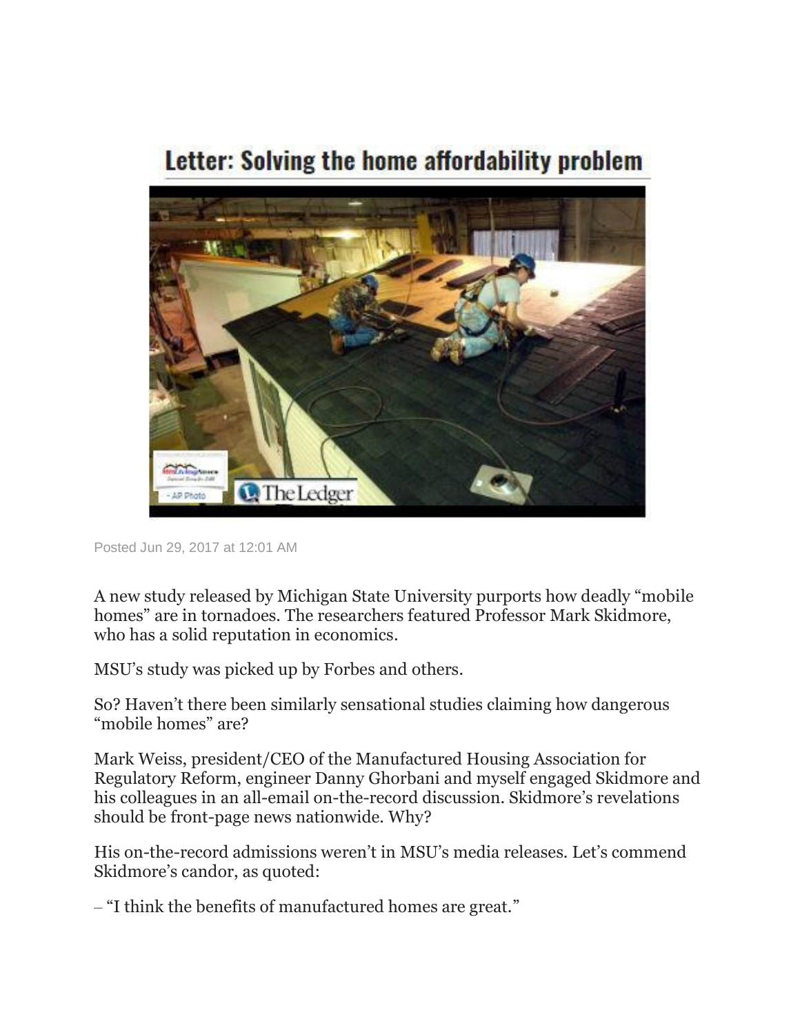# Letter: Solving the home affordability problem

Posted Jun 29, 2017 at 12:01 AM

A new study released by Michigan State University purports how deadly “mobile homes” are in tornadoes. The researchers featured Professor Mark Skidmore, who has a solid reputation in economics.

MSU’s study was picked up by Forbes and others.

So? Haven’t there been similarly sensational studies claiming how dangerous “mobile homes” are?

Mark Weiss, president/CEO of the Manufactured Housing Association for Regulatory Reform, engineer Danny Ghorbani and myself engaged Skidmore and his colleagues in an all-email on-the-record discussion. Skidmore’s revelations should be front-page news nationwide. Why?

His on-the-record admissions weren’t in MSU’s media releases. Let’s commend Skidmore’s candor, as quoted:

– “I think the benefits of manufactured homes are great.”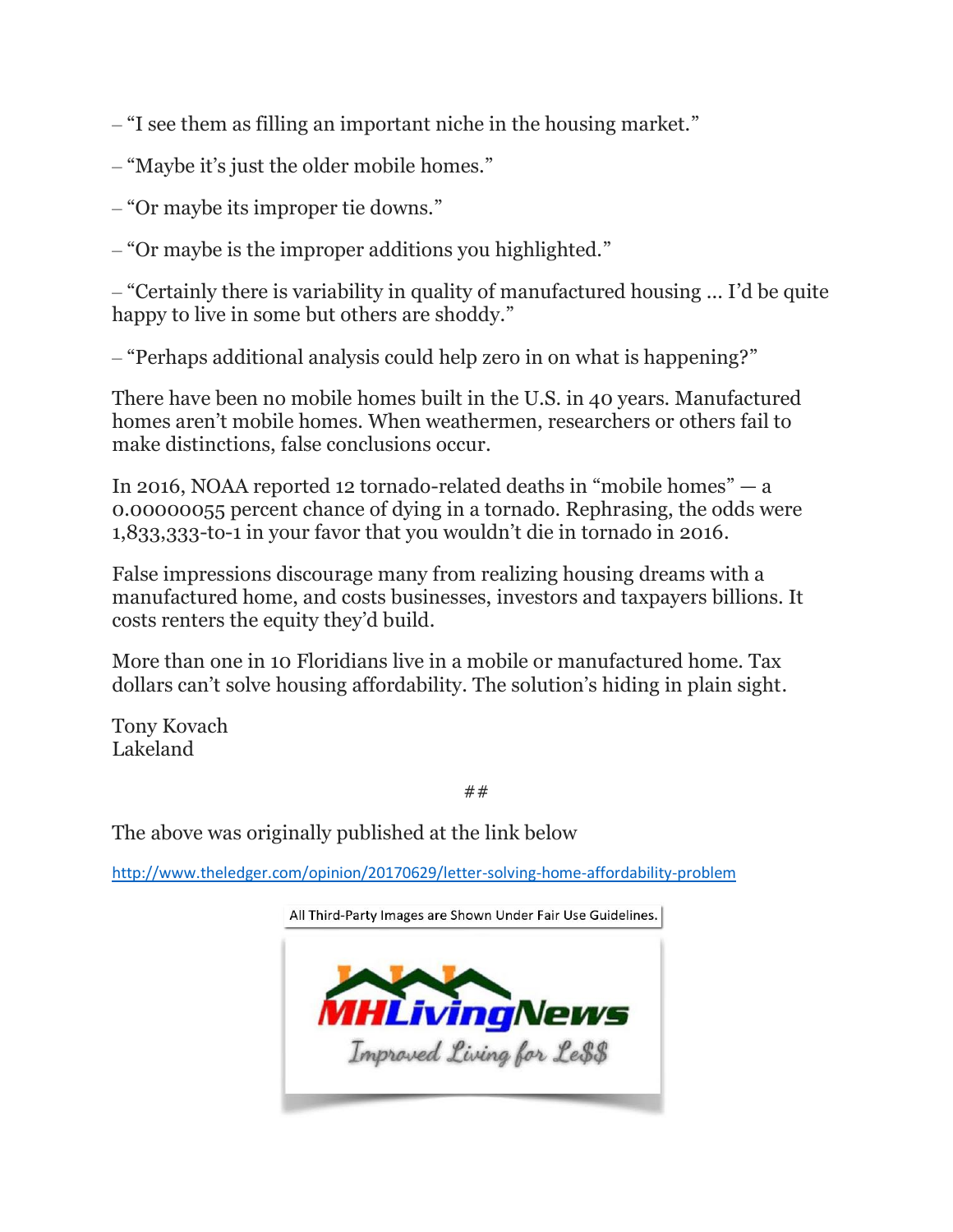– "I see them as filling an important niche in the housing market."

– "Maybe it's just the older mobile homes."

– "Or maybe its improper tie downs."

– "Or maybe is the improper additions you highlighted."

– "Certainly there is variability in quality of manufactured housing … I'd be quite happy to live in some but others are shoddy."

– "Perhaps additional analysis could help zero in on what is happening?"

There have been no mobile homes built in the U.S. in 40 years. Manufactured homes aren't mobile homes. When weathermen, researchers or others fail to make distinctions, false conclusions occur.

In 2016, NOAA reported 12 tornado-related deaths in "mobile homes" — a 0.00000055 percent chance of dying in a tornado. Rephrasing, the odds were 1,833,333-to-1 in your favor that you wouldn't die in tornado in 2016.

False impressions discourage many from realizing housing dreams with a manufactured home, and costs businesses, investors and taxpayers billions. It costs renters the equity they'd build.

More than one in 10 Floridians live in a mobile or manufactured home. Tax dollars can't solve housing affordability. The solution's hiding in plain sight.

Tony Kovach
Lakeland

##

The above was originally published at the link below

http://www.theledger.com/opinion/20170629/letter-solving-home-affordability-problem

All Third-Party Images are Shown Under Fair Use Guidelines.

MHLivingNews
Improved Living for Le$$